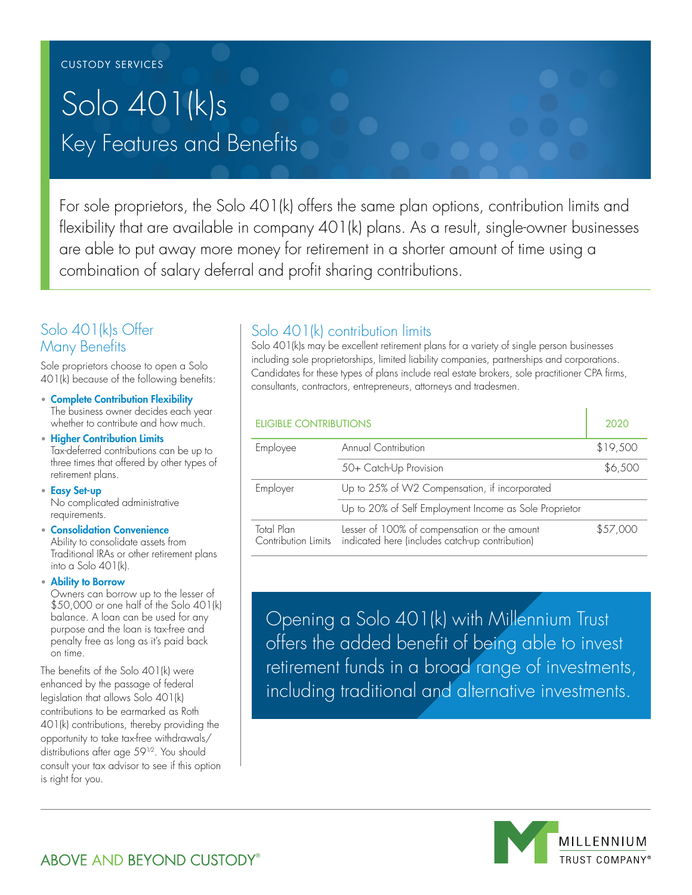CUSTODY SERVICES

# Solo 401(k)s

## Key Features and Benefits

For sole proprietors, the Solo 401(k) offers the same plan options, contribution limits and flexibility that are available in company 401(k) plans. As a result, single-owner businesses are able to put away more money for retirement in a shorter amount of time using a combination of salary deferral and profit sharing contributions.

## Solo 401(k)s Offer Many Benefits

Sole proprietors choose to open a Solo 401(k) because of the following benefits:

- **Complete Contribution Flexibility**
  The business owner decides each year whether to contribute and how much.
- **Higher Contribution Limits**
  Tax-deferred contributions can be up to three times that offered by other types of retirement plans.
- **Easy Set-up**
  No complicated administrative requirements.
- **Consolidation Convenience**
  Ability to consolidate assets from Traditional IRAs or other retirement plans into a Solo 401(k).
- **Ability to Borrow**
  Owners can borrow up to the lesser of $50,000 or one half of the Solo 401(k) balance. A loan can be used for any purpose and the loan is tax-free and penalty free as long as it's paid back on time.

The benefits of the Solo 401(k) were enhanced by the passage of federal legislation that allows Solo 401(k) contributions to be earmarked as Roth 401(k) contributions, thereby providing the opportunity to take tax-free withdrawals/distributions after age 59½. You should consult your tax advisor to see if this option is right for you.

## Solo 401(k) contribution limits

Solo 401(k)s may be excellent retirement plans for a variety of single person businesses including sole proprietorships, limited liability companies, partnerships and corporations. Candidates for these types of plans include real estate brokers, sole practitioner CPA firms, consultants, contractors, entrepreneurs, attorneys and tradesmen.

| ELIGIBLE CONTRIBUTIONS | | 2020 |
|---|---|---|
| Employee | Annual Contribution | $19,500 |
| | 50+ Catch-Up Provision | $6,500 |
| Employer | Up to 25% of W2 Compensation, if incorporated | |
| | Up to 20% of Self Employment Income as Sole Proprietor | |
| Total Plan Contribution Limits | Lesser of 100% of compensation or the amount indicated here (includes catch-up contribution) | $57,000 |

Opening a Solo 401(k) with Millennium Trust offers the added benefit of being able to invest retirement funds in a broad range of investments, including traditional and alternative investments.

ABOVE AND BEYOND CUSTODY®

MILLENNIUM TRUST COMPANY®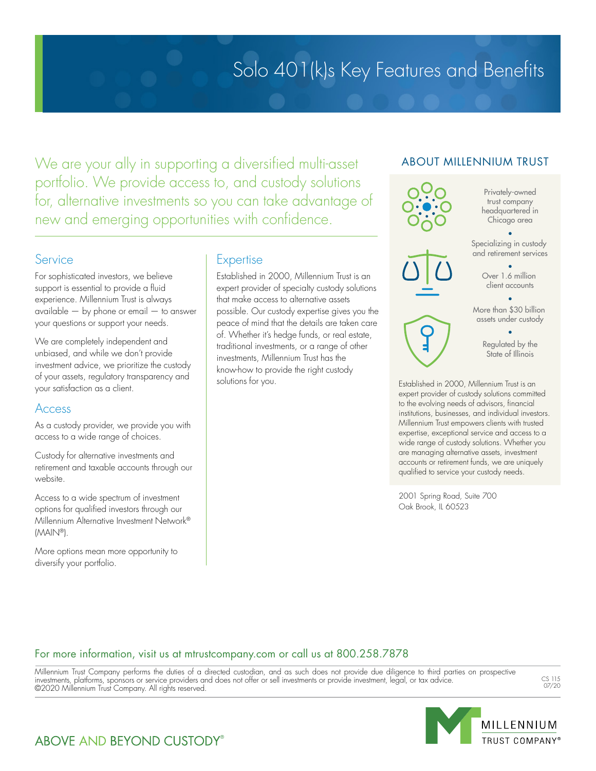# Solo 401(k)s Key Features and Benefits

We are your ally in supporting a diversified multi-asset portfolio. We provide access to, and custody solutions for, alternative investments so you can take advantage of new and emerging opportunities with confidence.

## Service

For sophisticated investors, we believe support is essential to provide a fluid experience. Millennium Trust is always available — by phone or email — to answer your questions or support your needs.

We are completely independent and unbiased, and while we don't provide investment advice, we prioritize the custody of your assets, regulatory transparency and your satisfaction as a client.

## Access

As a custody provider, we provide you with access to a wide range of choices.

Custody for alternative investments and retirement and taxable accounts through our website.

Access to a wide spectrum of investment options for qualified investors through our Millennium Alternative Investment Network® (MAIN®).

More options mean more opportunity to diversify your portfolio.

## Expertise

Established in 2000, Millennium Trust is an expert provider of specialty custody solutions that make access to alternative assets possible. Our custody expertise gives you the peace of mind that the details are taken care of. Whether it's hedge funds, or real estate, traditional investments, or a range of other investments, Millennium Trust has the know-how to provide the right custody solutions for you.

## ABOUT MILLENNIUM TRUST

- Privately-owned trust company headquartered in Chicago area
- Specializing in custody and retirement services
- Over 1.6 million client accounts
- More than $30 billion assets under custody
- Regulated by the State of Illinois

Established in 2000, Millennium Trust is an expert provider of custody solutions committed to the evolving needs of advisors, financial institutions, businesses, and individual investors. Millennium Trust empowers clients with trusted expertise, exceptional service and access to a wide range of custody solutions. Whether you are managing alternative assets, investment accounts or retirement funds, we are uniquely qualified to service your custody needs.

2001 Spring Road, Suite 700
Oak Brook, IL 60523

**For more information, visit us at mtrustcompany.com or call us at 800.258.7878**

Millennium Trust Company performs the duties of a directed custodian, and as such does not provide due diligence to third parties on prospective investments, platforms, sponsors or service providers and does not offer or sell investments or provide investment, legal, or tax advice.
©2020 Millennium Trust Company. All rights reserved.

CS 115
07/20

ABOVE AND BEYOND CUSTODY®

MILLENNIUM TRUST COMPANY®